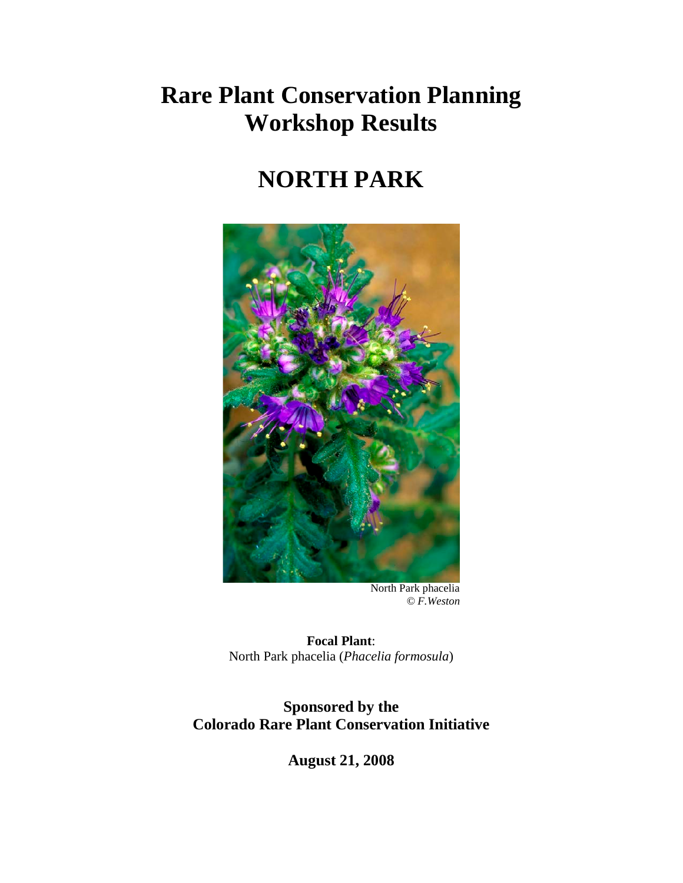# Rare Plant Conservation Planning Workshop Results

# NORTH PARK

North Park phacelia
© *F.Weston*

**Focal Plant**:
North Park phacelia (*Phacelia formosula*)

**Sponsored by the Colorado Rare Plant Conservation Initiative**

**August 21, 2008**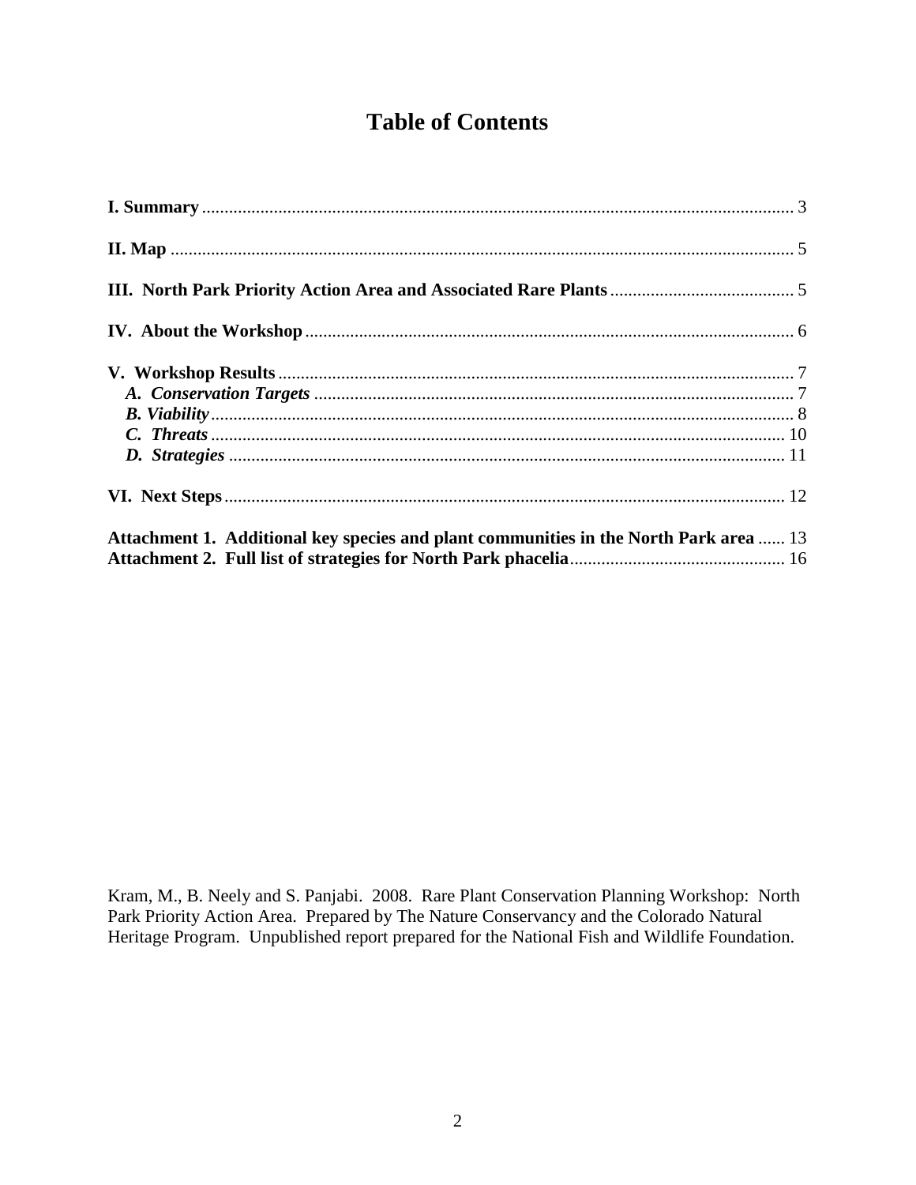# Table of Contents

**I. Summary** .................................................................................................................. 3

**II. Map** ......................................................................................................................... 5

**III. North Park Priority Action Area and Associated Rare Plants** ......................................... 5

**IV. About the Workshop** ........................................................................................... 6

**V. Workshop Results** ................................................................................................. 7

- ***A. Conservation Targets*** .......................................................................................... 7
- ***B. Viability*** ................................................................................................................ 8
- ***C. Threats*** ............................................................................................................... 10
- ***D. Strategies*** ........................................................................................................... 11

**VI. Next Steps** ........................................................................................................... 12

**Attachment 1. Additional key species and plant communities in the North Park area** ...... 13

**Attachment 2. Full list of strategies for North Park phacelia** ............................................... 16

Kram, M., B. Neely and S. Panjabi. 2008. Rare Plant Conservation Planning Workshop: North Park Priority Action Area. Prepared by The Nature Conservancy and the Colorado Natural Heritage Program. Unpublished report prepared for the National Fish and Wildlife Foundation.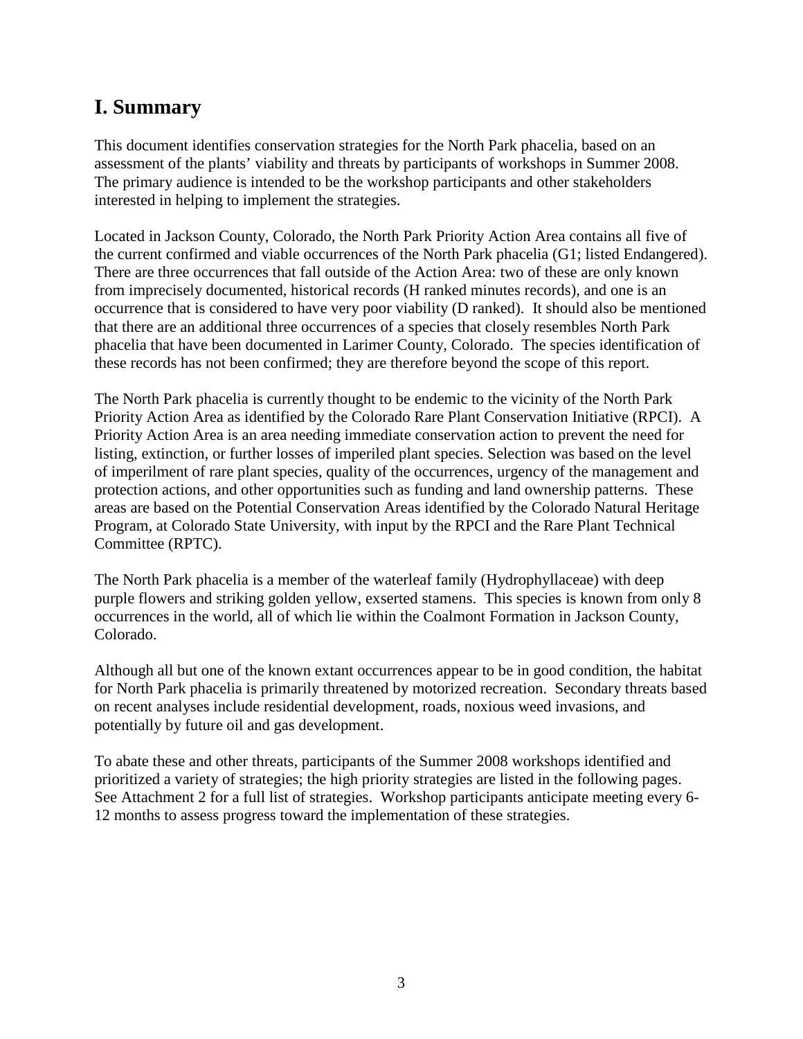# I. Summary

This document identifies conservation strategies for the North Park phacelia, based on an assessment of the plants' viability and threats by participants of workshops in Summer 2008. The primary audience is intended to be the workshop participants and other stakeholders interested in helping to implement the strategies.

Located in Jackson County, Colorado, the North Park Priority Action Area contains all five of the current confirmed and viable occurrences of the North Park phacelia (G1; listed Endangered). There are three occurrences that fall outside of the Action Area: two of these are only known from imprecisely documented, historical records (H ranked minutes records), and one is an occurrence that is considered to have very poor viability (D ranked). It should also be mentioned that there are an additional three occurrences of a species that closely resembles North Park phacelia that have been documented in Larimer County, Colorado. The species identification of these records has not been confirmed; they are therefore beyond the scope of this report.

The North Park phacelia is currently thought to be endemic to the vicinity of the North Park Priority Action Area as identified by the Colorado Rare Plant Conservation Initiative (RPCI). A Priority Action Area is an area needing immediate conservation action to prevent the need for listing, extinction, or further losses of imperiled plant species. Selection was based on the level of imperilment of rare plant species, quality of the occurrences, urgency of the management and protection actions, and other opportunities such as funding and land ownership patterns. These areas are based on the Potential Conservation Areas identified by the Colorado Natural Heritage Program, at Colorado State University, with input by the RPCI and the Rare Plant Technical Committee (RPTC).

The North Park phacelia is a member of the waterleaf family (Hydrophyllaceae) with deep purple flowers and striking golden yellow, exserted stamens. This species is known from only 8 occurrences in the world, all of which lie within the Coalmont Formation in Jackson County, Colorado.

Although all but one of the known extant occurrences appear to be in good condition, the habitat for North Park phacelia is primarily threatened by motorized recreation. Secondary threats based on recent analyses include residential development, roads, noxious weed invasions, and potentially by future oil and gas development.

To abate these and other threats, participants of the Summer 2008 workshops identified and prioritized a variety of strategies; the high priority strategies are listed in the following pages. See Attachment 2 for a full list of strategies. Workshop participants anticipate meeting every 6-12 months to assess progress toward the implementation of these strategies.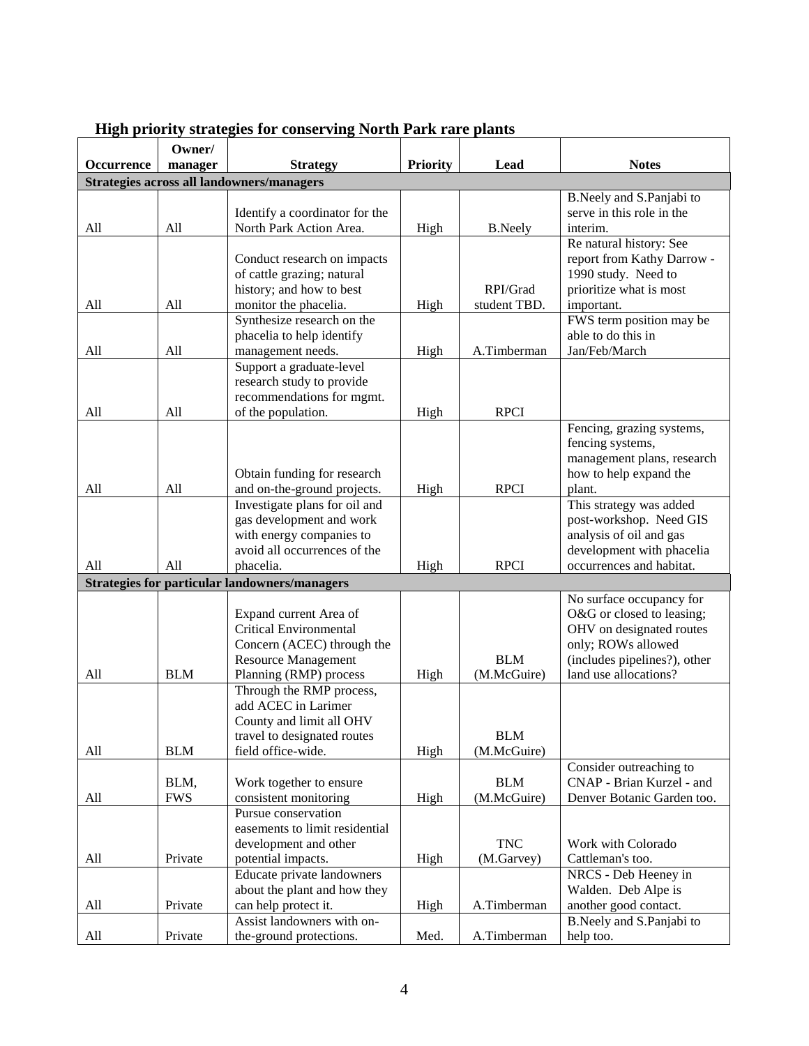## High priority strategies for conserving North Park rare plants

| Occurrence | Owner/ manager | Strategy | Priority | Lead | Notes |
|---|---|---|---|---|---|
| **Strategies across all landowners/managers** | | | | | |
| All | All | Identify a coordinator for the North Park Action Area. | High | B.Neely | B.Neely and S.Panjabi to serve in this role in the interim. |
| All | All | Conduct research on impacts of cattle grazing; natural history; and how to best monitor the phacelia. | High | RPI/Grad student TBD. | Re natural history: See report from Kathy Darrow - 1990 study. Need to prioritize what is most important. |
| All | All | Synthesize research on the phacelia to help identify management needs. | High | A.Timberman | FWS term position may be able to do this in Jan/Feb/March |
| All | All | Support a graduate-level research study to provide recommendations for mgmt. of the population. | High | RPCI | |
| All | All | Obtain funding for research and on-the-ground projects. | High | RPCI | Fencing, grazing systems, fencing systems, management plans, research how to help expand the plant. |
| All | All | Investigate plans for oil and gas development and work with energy companies to avoid all occurrences of the phacelia. | High | RPCI | This strategy was added post-workshop. Need GIS analysis of oil and gas development with phacelia occurrences and habitat. |
| **Strategies for particular landowners/managers** | | | | | |
| All | BLM | Expand current Area of Critical Environmental Concern (ACEC) through the Resource Management Planning (RMP) process | High | BLM (M.McGuire) | No surface occupancy for O&G or closed to leasing; OHV on designated routes only; ROWs allowed (includes pipelines?), other land use allocations? |
| All | BLM | Through the RMP process, add ACEC in Larimer County and limit all OHV travel to designated routes field office-wide. | High | BLM (M.McGuire) | |
| All | BLM, FWS | Work together to ensure consistent monitoring | High | BLM (M.McGuire) | Consider outreaching to CNAP - Brian Kurzel - and Denver Botanic Garden too. |
| All | Private | Pursue conservation easements to limit residential development and other potential impacts. | High | TNC (M.Garvey) | Work with Colorado Cattleman's too. |
| All | Private | Educate private landowners about the plant and how they can help protect it. | High | A.Timberman | NRCS - Deb Heeney in Walden. Deb Alpe is another good contact. |
| All | Private | Assist landowners with on-the-ground protections. | Med. | A.Timberman | B.Neely and S.Panjabi to help too. |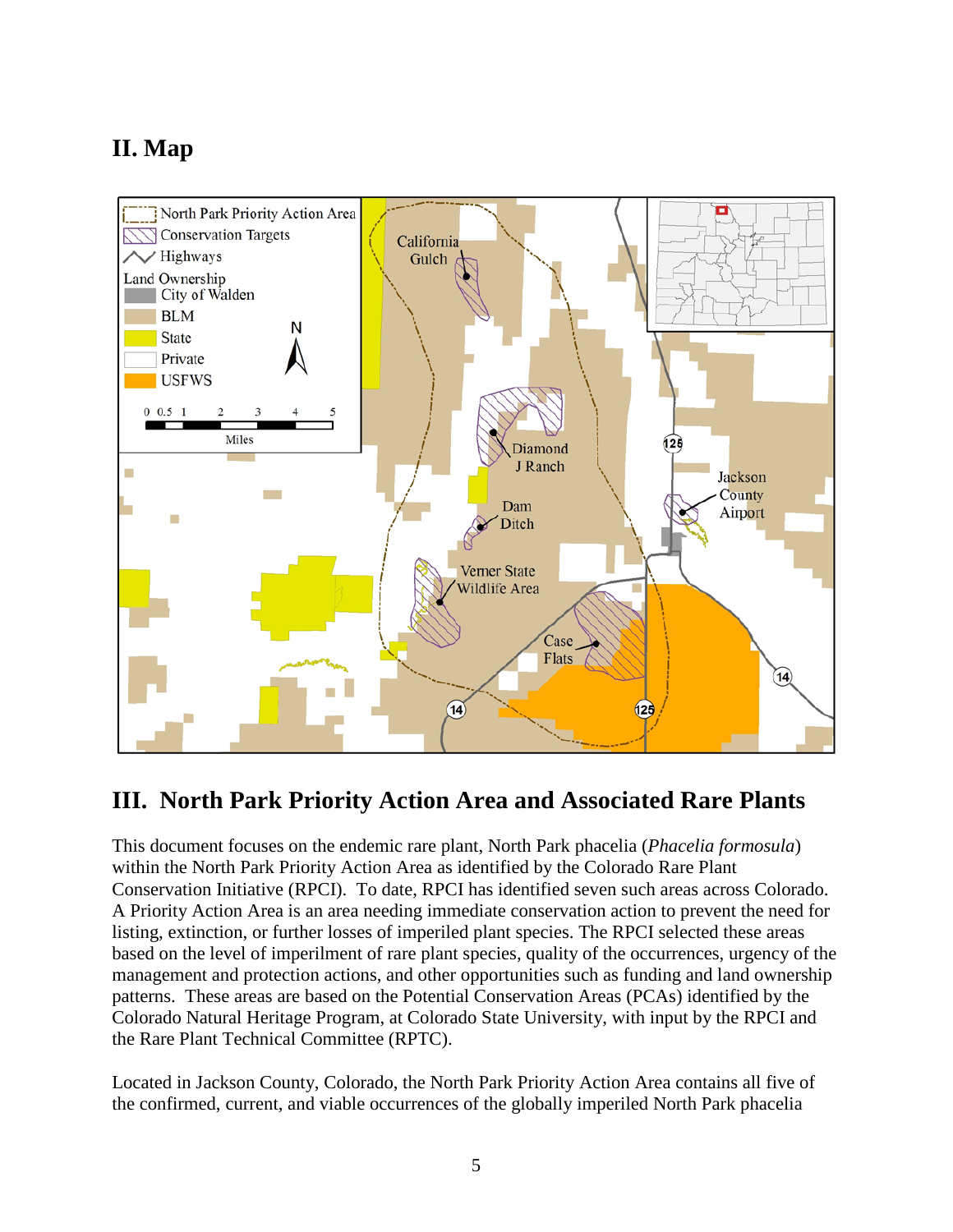## II. Map

## III. North Park Priority Action Area and Associated Rare Plants

This document focuses on the endemic rare plant, North Park phacelia (*Phacelia formosula*) within the North Park Priority Action Area as identified by the Colorado Rare Plant Conservation Initiative (RPCI). To date, RPCI has identified seven such areas across Colorado. A Priority Action Area is an area needing immediate conservation action to prevent the need for listing, extinction, or further losses of imperiled plant species. The RPCI selected these areas based on the level of imperilment of rare plant species, quality of the occurrences, urgency of the management and protection actions, and other opportunities such as funding and land ownership patterns. These areas are based on the Potential Conservation Areas (PCAs) identified by the Colorado Natural Heritage Program, at Colorado State University, with input by the RPCI and the Rare Plant Technical Committee (RPTC).

Located in Jackson County, Colorado, the North Park Priority Action Area contains all five of the confirmed, current, and viable occurrences of the globally imperiled North Park phacelia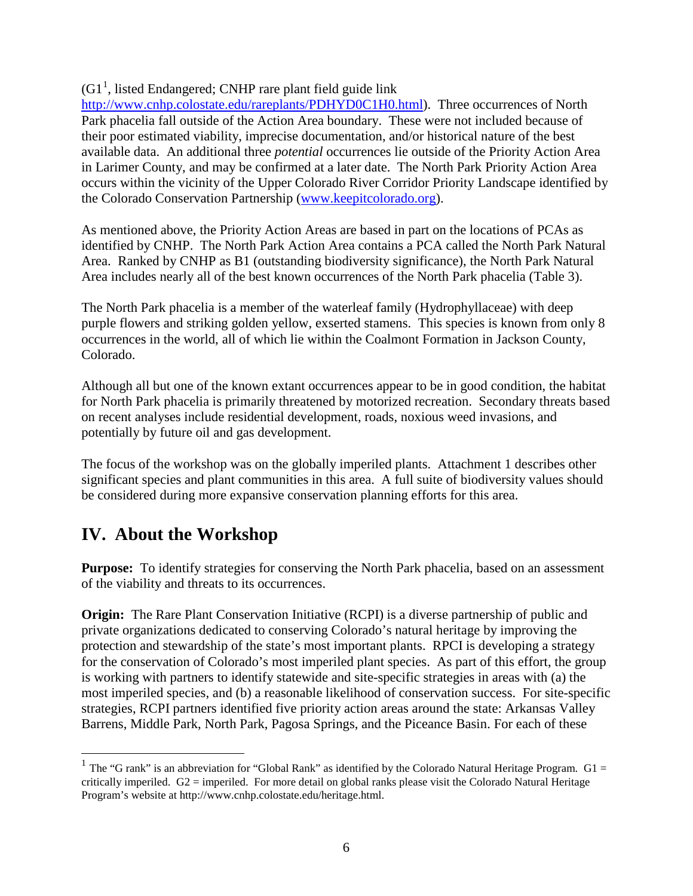(G1[1], listed Endangered; CNHP rare plant field guide link http://www.cnhp.colostate.edu/rareplants/PDHYD0C1H0.html). Three occurrences of North Park phacelia fall outside of the Action Area boundary. These were not included because of their poor estimated viability, imprecise documentation, and/or historical nature of the best available data. An additional three *potential* occurrences lie outside of the Priority Action Area in Larimer County, and may be confirmed at a later date. The North Park Priority Action Area occurs within the vicinity of the Upper Colorado River Corridor Priority Landscape identified by the Colorado Conservation Partnership (www.keepitcolorado.org).

As mentioned above, the Priority Action Areas are based in part on the locations of PCAs as identified by CNHP. The North Park Action Area contains a PCA called the North Park Natural Area. Ranked by CNHP as B1 (outstanding biodiversity significance), the North Park Natural Area includes nearly all of the best known occurrences of the North Park phacelia (Table 3).

The North Park phacelia is a member of the waterleaf family (Hydrophyllaceae) with deep purple flowers and striking golden yellow, exserted stamens. This species is known from only 8 occurrences in the world, all of which lie within the Coalmont Formation in Jackson County, Colorado.

Although all but one of the known extant occurrences appear to be in good condition, the habitat for North Park phacelia is primarily threatened by motorized recreation. Secondary threats based on recent analyses include residential development, roads, noxious weed invasions, and potentially by future oil and gas development.

The focus of the workshop was on the globally imperiled plants. Attachment 1 describes other significant species and plant communities in this area. A full suite of biodiversity values should be considered during more expansive conservation planning efforts for this area.

## IV. About the Workshop

**Purpose:** To identify strategies for conserving the North Park phacelia, based on an assessment of the viability and threats to its occurrences.

**Origin:** The Rare Plant Conservation Initiative (RCPI) is a diverse partnership of public and private organizations dedicated to conserving Colorado's natural heritage by improving the protection and stewardship of the state's most important plants. RPCI is developing a strategy for the conservation of Colorado's most imperiled plant species. As part of this effort, the group is working with partners to identify statewide and site-specific strategies in areas with (a) the most imperiled species, and (b) a reasonable likelihood of conservation success. For site-specific strategies, RCPI partners identified five priority action areas around the state: Arkansas Valley Barrens, Middle Park, North Park, Pagosa Springs, and the Piceance Basin. For each of these

---

[1] The "G rank" is an abbreviation for "Global Rank" as identified by the Colorado Natural Heritage Program. G1 = critically imperiled. G2 = imperiled. For more detail on global ranks please visit the Colorado Natural Heritage Program's website at http://www.cnhp.colostate.edu/heritage.html.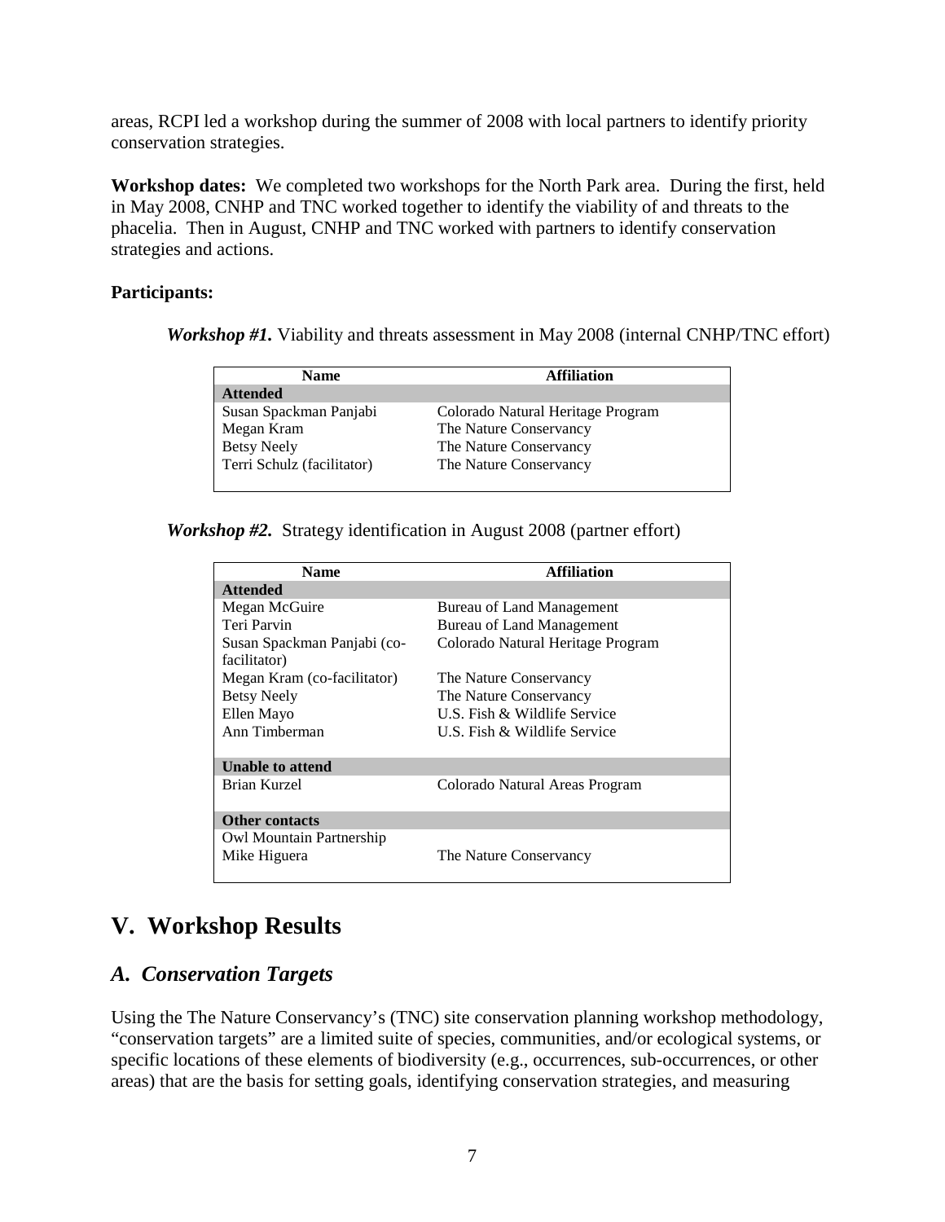areas, RCPI led a workshop during the summer of 2008 with local partners to identify priority conservation strategies.

**Workshop dates:** We completed two workshops for the North Park area. During the first, held in May 2008, CNHP and TNC worked together to identify the viability of and threats to the phacelia. Then in August, CNHP and TNC worked with partners to identify conservation strategies and actions.

**Participants:**

***Workshop #1.*** Viability and threats assessment in May 2008 (internal CNHP/TNC effort)

| Name | Affiliation |
|---|---|
| **Attended** | |
| Susan Spackman Panjabi | Colorado Natural Heritage Program |
| Megan Kram | The Nature Conservancy |
| Betsy Neely | The Nature Conservancy |
| Terri Schulz (facilitator) | The Nature Conservancy |

***Workshop #2.*** Strategy identification in August 2008 (partner effort)

| Name | Affiliation |
|---|---|
| **Attended** | |
| Megan McGuire | Bureau of Land Management |
| Teri Parvin | Bureau of Land Management |
| Susan Spackman Panjabi (co-facilitator) | Colorado Natural Heritage Program |
| Megan Kram (co-facilitator) | The Nature Conservancy |
| Betsy Neely | The Nature Conservancy |
| Ellen Mayo | U.S. Fish & Wildlife Service |
| Ann Timberman | U.S. Fish & Wildlife Service |
| **Unable to attend** | |
| Brian Kurzel | Colorado Natural Areas Program |
| **Other contacts** | |
| Owl Mountain Partnership | |
| Mike Higuera | The Nature Conservancy |

# V. Workshop Results

## *A. Conservation Targets*

Using the The Nature Conservancy's (TNC) site conservation planning workshop methodology, "conservation targets" are a limited suite of species, communities, and/or ecological systems, or specific locations of these elements of biodiversity (e.g., occurrences, sub-occurrences, or other areas) that are the basis for setting goals, identifying conservation strategies, and measuring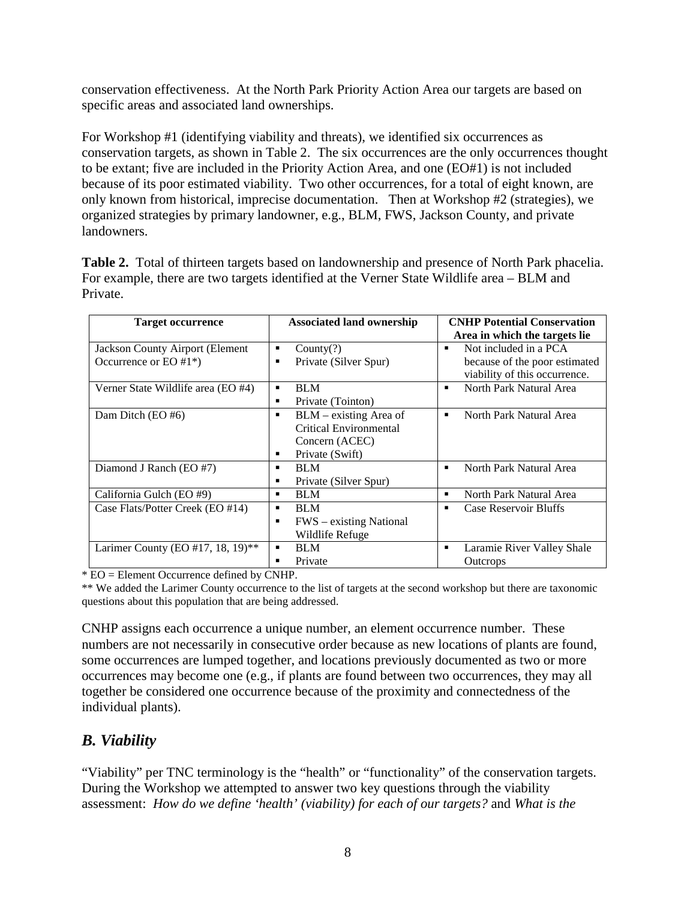conservation effectiveness. At the North Park Priority Action Area our targets are based on specific areas and associated land ownerships.

For Workshop #1 (identifying viability and threats), we identified six occurrences as conservation targets, as shown in Table 2. The six occurrences are the only occurrences thought to be extant; five are included in the Priority Action Area, and one (EO#1) is not included because of its poor estimated viability. Two other occurrences, for a total of eight known, are only known from historical, imprecise documentation. Then at Workshop #2 (strategies), we organized strategies by primary landowner, e.g., BLM, FWS, Jackson County, and private landowners.

**Table 2.** Total of thirteen targets based on landownership and presence of North Park phacelia. For example, there are two targets identified at the Verner State Wildlife area – BLM and Private.

| Target occurrence | Associated land ownership | CNHP Potential Conservation Area in which the targets lie |
|---|---|---|
| Jackson County Airport (Element Occurrence or EO #1*) | ▪ County(?)<br>▪ Private (Silver Spur) | ▪ Not included in a PCA because of the poor estimated viability of this occurrence. |
| Verner State Wildlife area (EO #4) | ▪ BLM<br>▪ Private (Tointon) | ▪ North Park Natural Area |
| Dam Ditch (EO #6) | ▪ BLM – existing Area of Critical Environmental Concern (ACEC)<br>▪ Private (Swift) | ▪ North Park Natural Area |
| Diamond J Ranch (EO #7) | ▪ BLM<br>▪ Private (Silver Spur) | ▪ North Park Natural Area |
| California Gulch (EO #9) | ▪ BLM | ▪ North Park Natural Area |
| Case Flats/Potter Creek (EO #14) | ▪ BLM<br>▪ FWS – existing National Wildlife Refuge | ▪ Case Reservoir Bluffs |
| Larimer County (EO #17, 18, 19)** | ▪ BLM<br>▪ Private | ▪ Laramie River Valley Shale Outcrops |

* EO = Element Occurrence defined by CNHP.

** We added the Larimer County occurrence to the list of targets at the second workshop but there are taxonomic questions about this population that are being addressed.

CNHP assigns each occurrence a unique number, an element occurrence number. These numbers are not necessarily in consecutive order because as new locations of plants are found, some occurrences are lumped together, and locations previously documented as two or more occurrences may become one (e.g., if plants are found between two occurrences, they may all together be considered one occurrence because of the proximity and connectedness of the individual plants).

## *B. Viability*

"Viability" per TNC terminology is the "health" or "functionality" of the conservation targets. During the Workshop we attempted to answer two key questions through the viability assessment: *How do we define 'health' (viability) for each of our targets?* and *What is the*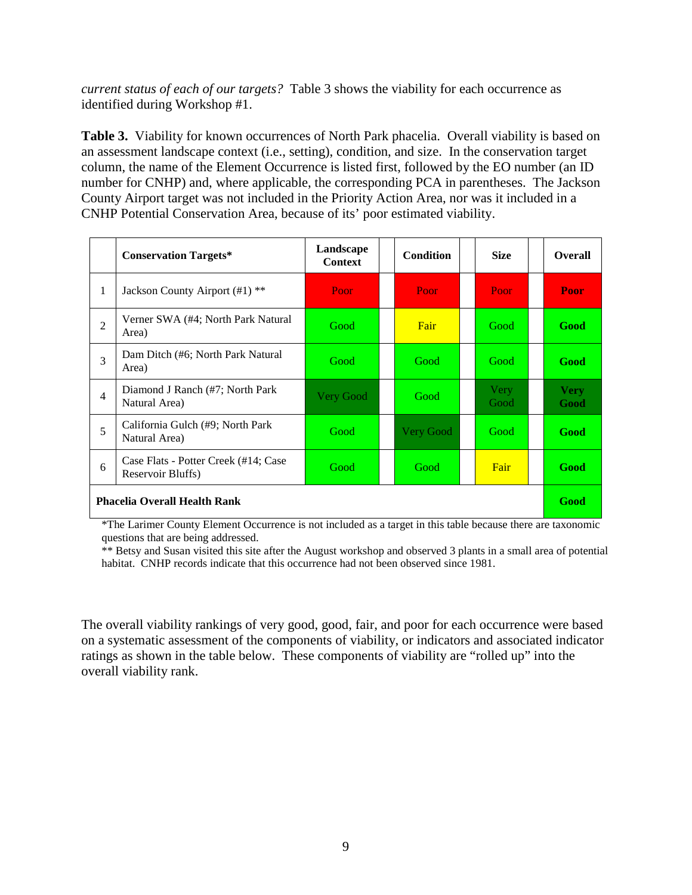*current status of each of our targets?* Table 3 shows the viability for each occurrence as identified during Workshop #1.

**Table 3.** Viability for known occurrences of North Park phacelia. Overall viability is based on an assessment landscape context (i.e., setting), condition, and size. In the conservation target column, the name of the Element Occurrence is listed first, followed by the EO number (an ID number for CNHP) and, where applicable, the corresponding PCA in parentheses. The Jackson County Airport target was not included in the Priority Action Area, nor was it included in a CNHP Potential Conservation Area, because of its' poor estimated viability.

| | Conservation Targets* | Landscape Context | Condition | Size | Overall |
|---|---|---|---|---|---|
| 1 | Jackson County Airport (#1) ** | Poor | Poor | Poor | **Poor** |
| 2 | Verner SWA (#4; North Park Natural Area) | Good | Fair | Good | **Good** |
| 3 | Dam Ditch (#6; North Park Natural Area) | Good | Good | Good | **Good** |
| 4 | Diamond J Ranch (#7; North Park Natural Area) | Very Good | Good | Very Good | **Very Good** |
| 5 | California Gulch (#9; North Park Natural Area) | Good | Very Good | Good | **Good** |
| 6 | Case Flats - Potter Creek (#14; Case Reservoir Bluffs) | Good | Good | Fair | **Good** |
| **Phacelia Overall Health Rank** | | | | | **Good** |

*The Larimer County Element Occurrence is not included as a target in this table because there are taxonomic questions that are being addressed.

** Betsy and Susan visited this site after the August workshop and observed 3 plants in a small area of potential habitat. CNHP records indicate that this occurrence had not been observed since 1981.

The overall viability rankings of very good, good, fair, and poor for each occurrence were based on a systematic assessment of the components of viability, or indicators and associated indicator ratings as shown in the table below. These components of viability are "rolled up" into the overall viability rank.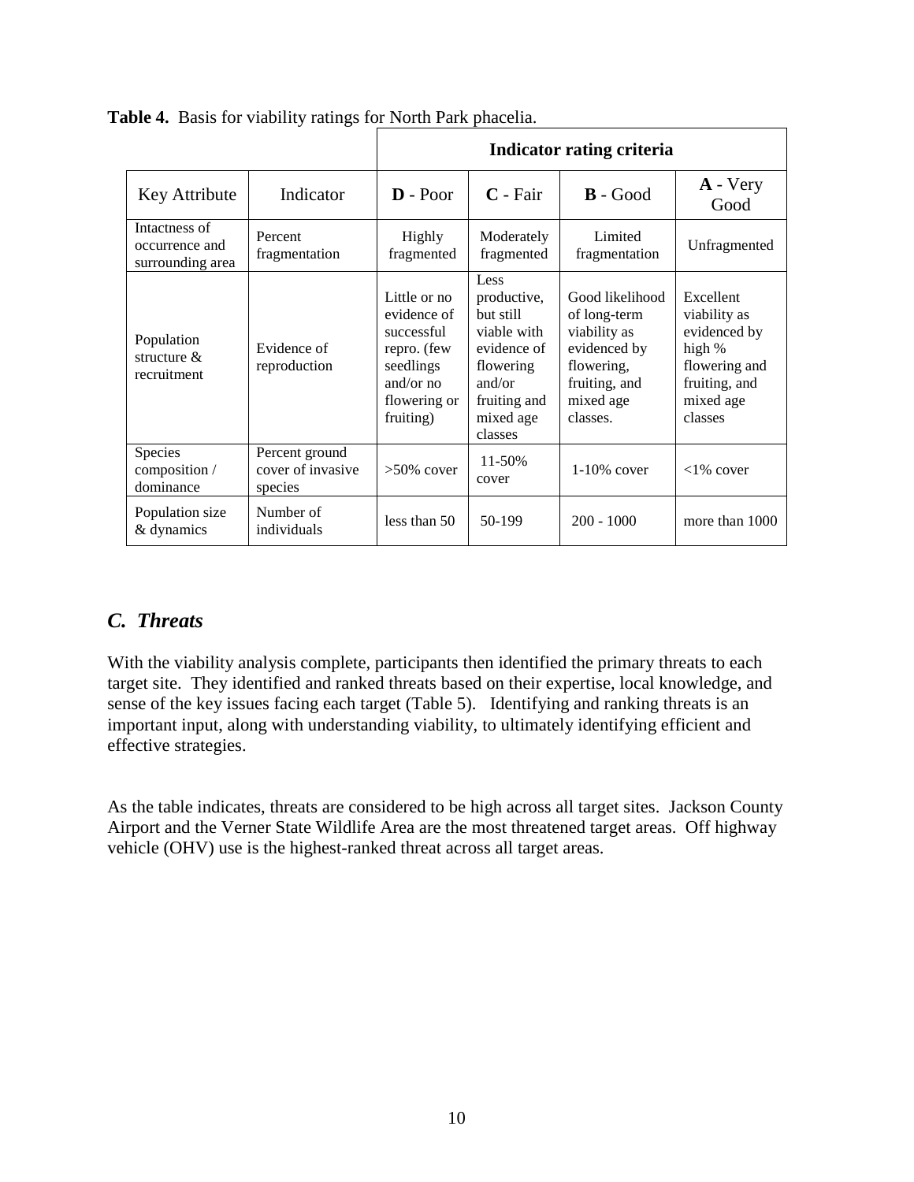**Table 4.** Basis for viability ratings for North Park phacelia.

| | | Indicator rating criteria | | | |
|---|---|---|---|---|---|
| Key Attribute | Indicator | **D** - Poor | **C** - Fair | **B** - Good | **A** - Very Good |
| Intactness of occurrence and surrounding area | Percent fragmentation | Highly fragmented | Moderately fragmented | Limited fragmentation | Unfragmented |
| Population structure & recruitment | Evidence of reproduction | Little or no evidence of successful repro. (few seedlings and/or no flowering or fruiting) | Less productive, but still viable with evidence of flowering and/or fruiting and mixed age classes | Good likelihood of long-term viability as evidenced by flowering, fruiting, and mixed age classes. | Excellent viability as evidenced by high % flowering and fruiting, and mixed age classes |
| Species composition / dominance | Percent ground cover of invasive species | >50% cover | 11-50% cover | 1-10% cover | <1% cover |
| Population size & dynamics | Number of individuals | less than 50 | 50-199 | 200 - 1000 | more than 1000 |

## *C. Threats*

With the viability analysis complete, participants then identified the primary threats to each target site. They identified and ranked threats based on their expertise, local knowledge, and sense of the key issues facing each target (Table 5). Identifying and ranking threats is an important input, along with understanding viability, to ultimately identifying efficient and effective strategies.

As the table indicates, threats are considered to be high across all target sites. Jackson County Airport and the Verner State Wildlife Area are the most threatened target areas. Off highway vehicle (OHV) use is the highest-ranked threat across all target areas.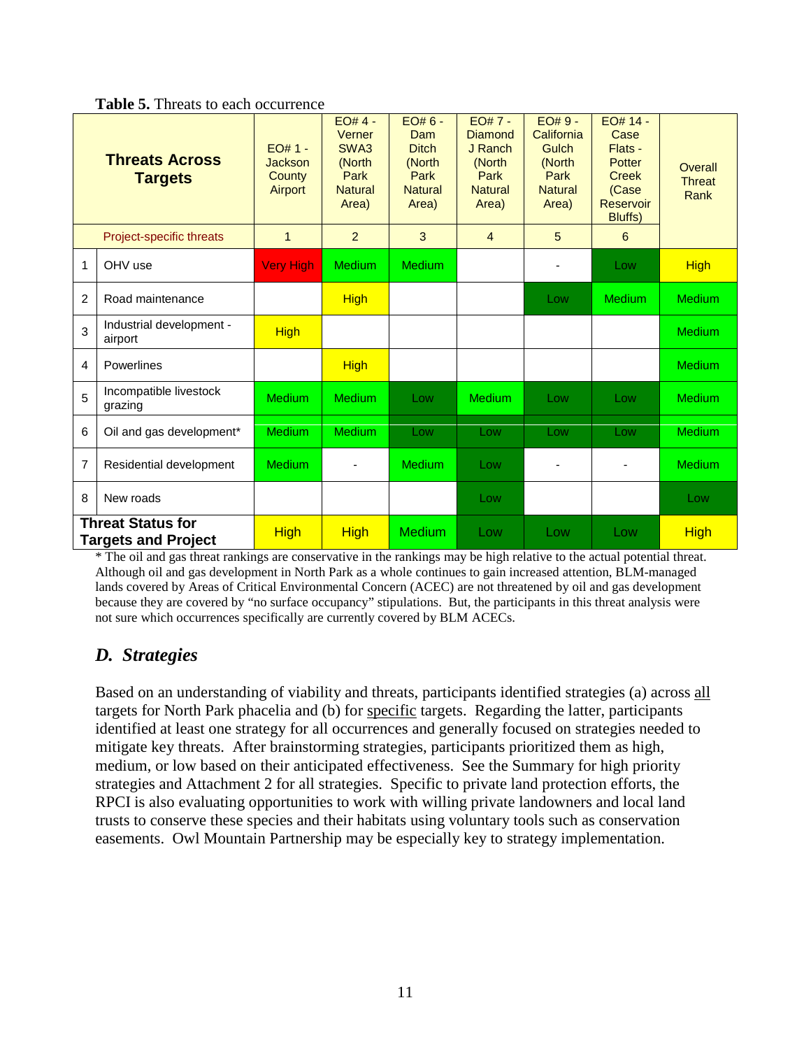**Table 5.** Threats to each occurrence

| | Threats Across Targets | EO# 1 - Jackson County Airport | EO# 4 - Verner SWA3 (North Park Natural Area) | EO# 6 - Dam Ditch (North Park Natural Area) | EO# 7 - Diamond J Ranch (North Park Natural Area) | EO# 9 - California Gulch (North Park Natural Area) | EO# 14 - Case Flats - Potter Creek (Case Reservoir Bluffs) | Overall Threat Rank |
|---|---|---|---|---|---|---|---|---|
| | Project-specific threats | 1 | 2 | 3 | 4 | 5 | 6 | |
| 1 | OHV use | Very High | Medium | Medium | | - | Low | High |
| 2 | Road maintenance | | High | | | Low | Medium | Medium |
| 3 | Industrial development - airport | High | | | | | | Medium |
| 4 | Powerlines | | High | | | | | Medium |
| 5 | Incompatible livestock grazing | Medium | Medium | Low | Medium | Low | Low | Medium |
| 6 | Oil and gas development* | Medium | Medium | Low | Low | Low | Low | Medium |
| 7 | Residential development | Medium | - | Medium | Low | - | - | Medium |
| 8 | New roads | | | | Low | | | Low |
| | **Threat Status for Targets and Project** | High | High | Medium | Low | Low | Low | High |

* The oil and gas threat rankings are conservative in the rankings may be high relative to the actual potential threat. Although oil and gas development in North Park as a whole continues to gain increased attention, BLM-managed lands covered by Areas of Critical Environmental Concern (ACEC) are not threatened by oil and gas development because they are covered by "no surface occupancy" stipulations. But, the participants in this threat analysis were not sure which occurrences specifically are currently covered by BLM ACECs.

## *D. Strategies*

Based on an understanding of viability and threats, participants identified strategies (a) across all targets for North Park phacelia and (b) for specific targets. Regarding the latter, participants identified at least one strategy for all occurrences and generally focused on strategies needed to mitigate key threats. After brainstorming strategies, participants prioritized them as high, medium, or low based on their anticipated effectiveness. See the Summary for high priority strategies and Attachment 2 for all strategies. Specific to private land protection efforts, the RPCI is also evaluating opportunities to work with willing private landowners and local land trusts to conserve these species and their habitats using voluntary tools such as conservation easements. Owl Mountain Partnership may be especially key to strategy implementation.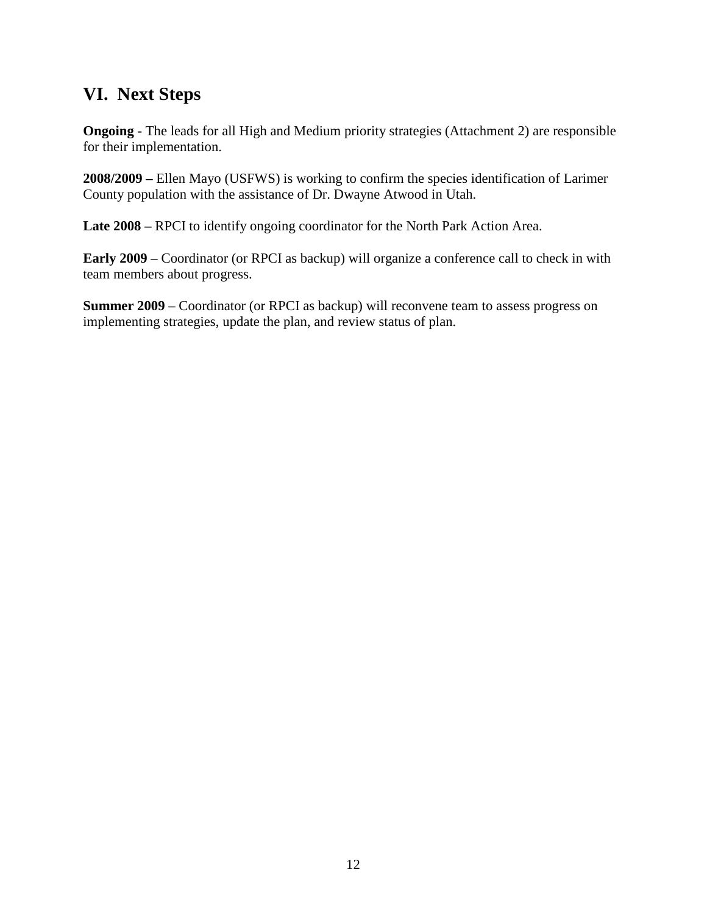## VI. Next Steps

**Ongoing -** The leads for all High and Medium priority strategies (Attachment 2) are responsible for their implementation.

**2008/2009 –** Ellen Mayo (USFWS) is working to confirm the species identification of Larimer County population with the assistance of Dr. Dwayne Atwood in Utah.

**Late 2008 –** RPCI to identify ongoing coordinator for the North Park Action Area.

**Early 2009** – Coordinator (or RPCI as backup) will organize a conference call to check in with team members about progress.

**Summer 2009** – Coordinator (or RPCI as backup) will reconvene team to assess progress on implementing strategies, update the plan, and review status of plan.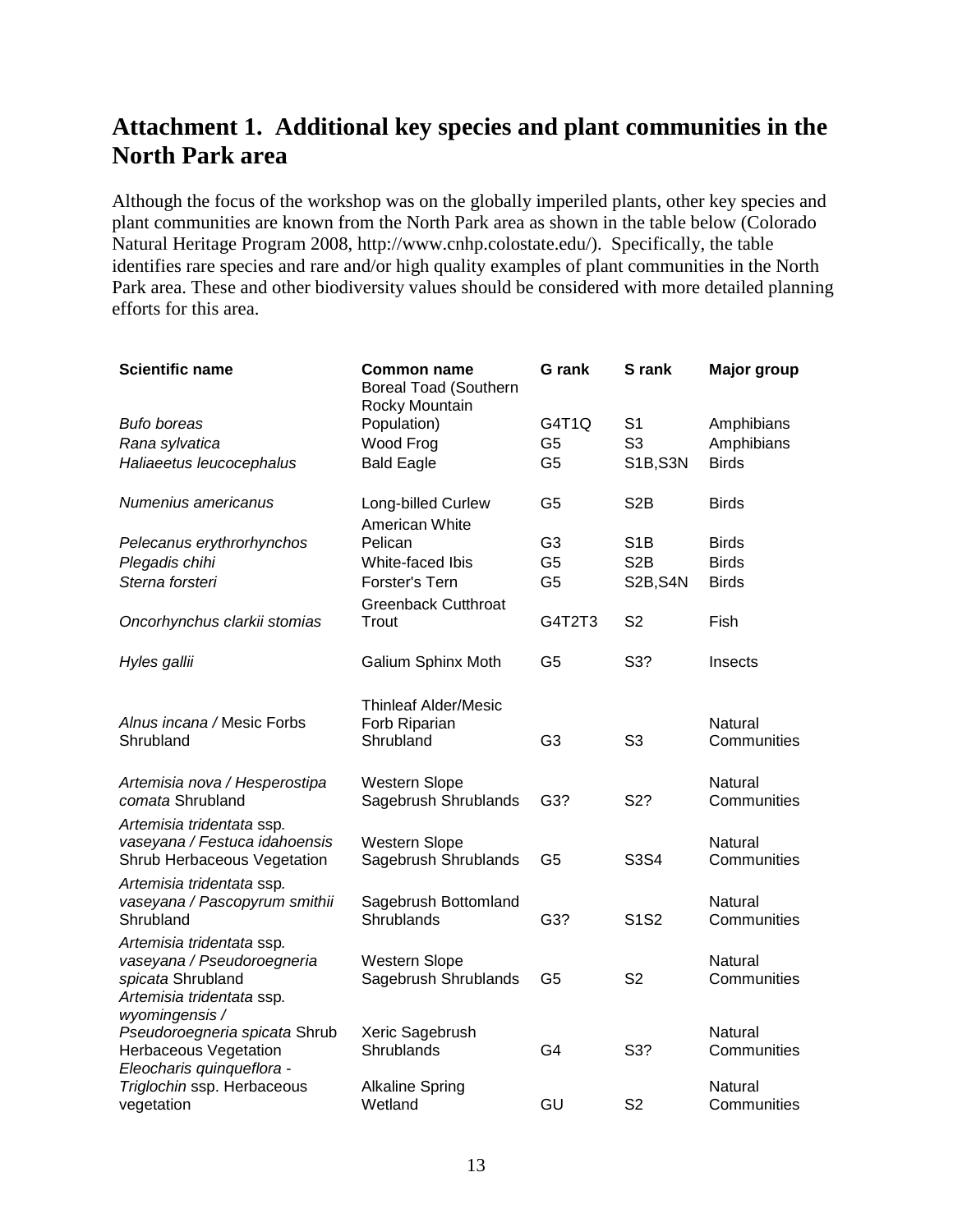## Attachment 1. Additional key species and plant communities in the North Park area

Although the focus of the workshop was on the globally imperiled plants, other key species and plant communities are known from the North Park area as shown in the table below (Colorado Natural Heritage Program 2008, http://www.cnhp.colostate.edu/). Specifically, the table identifies rare species and rare and/or high quality examples of plant communities in the North Park area. These and other biodiversity values should be considered with more detailed planning efforts for this area.

| Scientific name | Common name | G rank | S rank | Major group |
|---|---|---|---|---|
| *Bufo boreas* | Boreal Toad (Southern Rocky Mountain Population) | G4T1Q | S1 | Amphibians |
| *Rana sylvatica* | Wood Frog | G5 | S3 | Amphibians |
| *Haliaeetus leucocephalus* | Bald Eagle | G5 | S1B,S3N | Birds |
| *Numenius americanus* | Long-billed Curlew | G5 | S2B | Birds |
| *Pelecanus erythrorhynchos* | American White Pelican | G3 | S1B | Birds |
| *Plegadis chihi* | White-faced Ibis | G5 | S2B | Birds |
| *Sterna forsteri* | Forster's Tern | G5 | S2B,S4N | Birds |
| *Oncorhynchus clarkii stomias* | Greenback Cutthroat Trout | G4T2T3 | S2 | Fish |
| *Hyles gallii* | Galium Sphinx Moth | G5 | S3? | Insects |
| *Alnus incana /* Mesic Forbs Shrubland | Thinleaf Alder/Mesic Forb Riparian Shrubland | G3 | S3 | Natural Communities |
| *Artemisia nova / Hesperostipa comata* Shrubland | Western Slope Sagebrush Shrublands | G3? | S2? | Natural Communities |
| *Artemisia tridentata* ssp. *vaseyana / Festuca idahoensis* Shrub Herbaceous Vegetation | Western Slope Sagebrush Shrublands | G5 | S3S4 | Natural Communities |
| *Artemisia tridentata* ssp. *vaseyana / Pascopyrum smithii* Shrubland | Sagebrush Bottomland Shrublands | G3? | S1S2 | Natural Communities |
| *Artemisia tridentata* ssp. *vaseyana / Pseudoroegneria spicata* Shrubland | Western Slope Sagebrush Shrublands | G5 | S2 | Natural Communities |
| *Artemisia tridentata* ssp. *wyomingensis / Pseudoroegneria spicata* Shrub Herbaceous Vegetation | Xeric Sagebrush Shrublands | G4 | S3? | Natural Communities |
| *Eleocharis quinqueflora - Triglochin* ssp. Herbaceous vegetation | Alkaline Spring Wetland | GU | S2 | Natural Communities |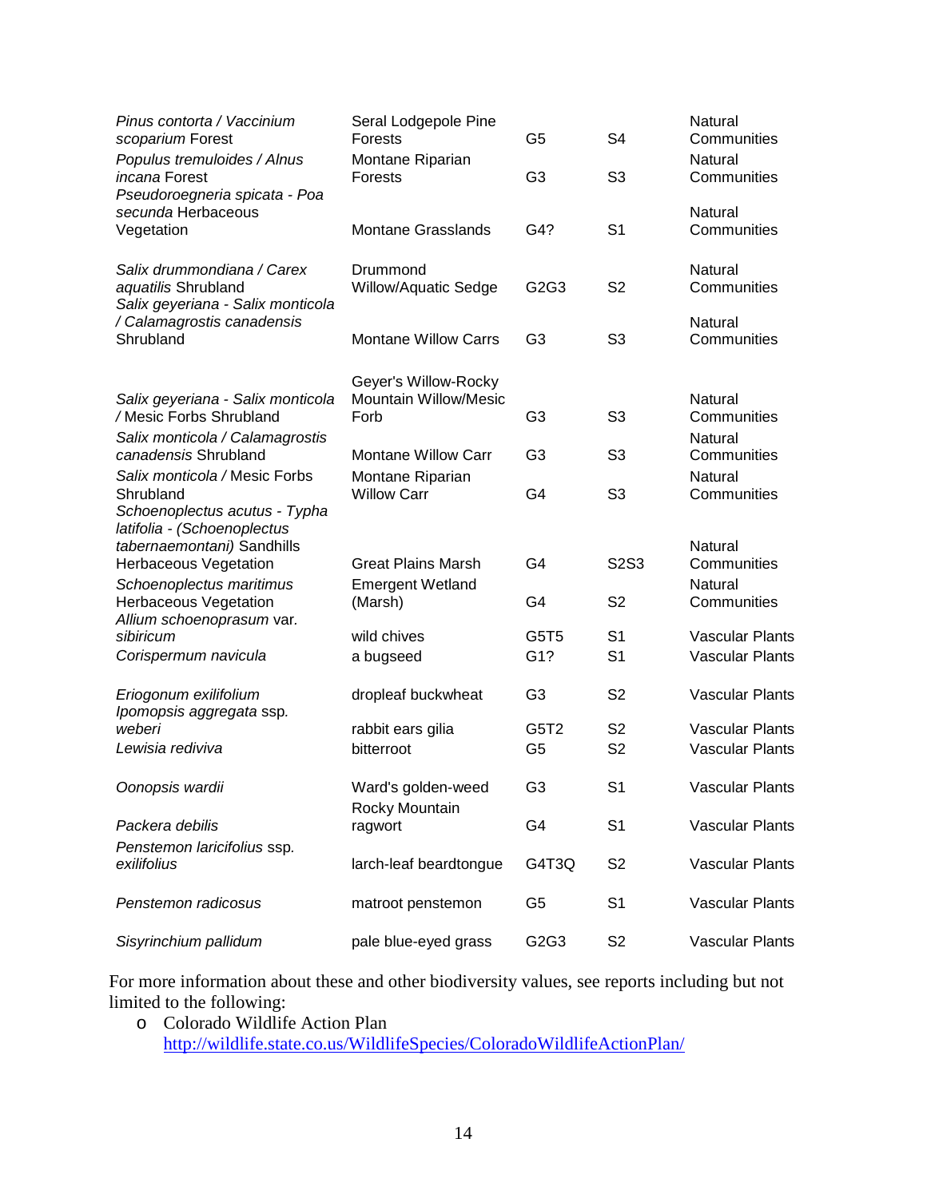| | | | | |
|---|---|---|---|---|
| *Pinus contorta / Vaccinium scoparium* Forest | Seral Lodgepole Pine Forests | G5 | S4 | Natural Communities |
| *Populus tremuloides / Alnus incana* Forest | Montane Riparian Forests | G3 | S3 | Natural Communities |
| *Pseudoroegneria spicata - Poa secunda* Herbaceous Vegetation | Montane Grasslands | G4? | S1 | Natural Communities |
| *Salix drummondiana / Carex aquatilis* Shrubland | Drummond Willow/Aquatic Sedge | G2G3 | S2 | Natural Communities |
| *Salix geyeriana - Salix monticola / Calamagrostis canadensis* Shrubland | Montane Willow Carrs | G3 | S3 | Natural Communities |
| *Salix geyeriana - Salix monticola* / Mesic Forbs Shrubland | Geyer's Willow-Rocky Mountain Willow/Mesic Forb | G3 | S3 | Natural Communities |
| *Salix monticola / Calamagrostis canadensis* Shrubland | Montane Willow Carr | G3 | S3 | Natural Communities |
| *Salix monticola* / Mesic Forbs Shrubland | Montane Riparian Willow Carr | G4 | S3 | Natural Communities |
| *Schoenoplectus acutus - Typha latifolia - (Schoenoplectus tabernaemontani)* Sandhills Herbaceous Vegetation | Great Plains Marsh | G4 | S2S3 | Natural Communities |
| *Schoenoplectus maritimus* Herbaceous Vegetation | Emergent Wetland (Marsh) | G4 | S2 | Natural Communities |
| *Allium schoenoprasum* var. *sibiricum* | wild chives | G5T5 | S1 | Vascular Plants |
| *Corispermum navicula* | a bugseed | G1? | S1 | Vascular Plants |
| *Eriogonum exilifolium* | dropleaf buckwheat | G3 | S2 | Vascular Plants |
| *Ipomopsis aggregata* ssp. *weberi* | rabbit ears gilia | G5T2 | S2 | Vascular Plants |
| *Lewisia rediviva* | bitterroot | G5 | S2 | Vascular Plants |
| *Oonopsis wardii* | Ward's golden-weed | G3 | S1 | Vascular Plants |
| *Packera debilis* | Rocky Mountain ragwort | G4 | S1 | Vascular Plants |
| *Penstemon laricifolius* ssp. *exilifolius* | larch-leaf beardtongue | G4T3Q | S2 | Vascular Plants |
| *Penstemon radicosus* | matroot penstemon | G5 | S1 | Vascular Plants |
| *Sisyrinchium pallidum* | pale blue-eyed grass | G2G3 | S2 | Vascular Plants |

For more information about these and other biodiversity values, see reports including but not limited to the following:

- Colorado Wildlife Action Plan
  http://wildlife.state.co.us/WildlifeSpecies/ColoradoWildlifeActionPlan/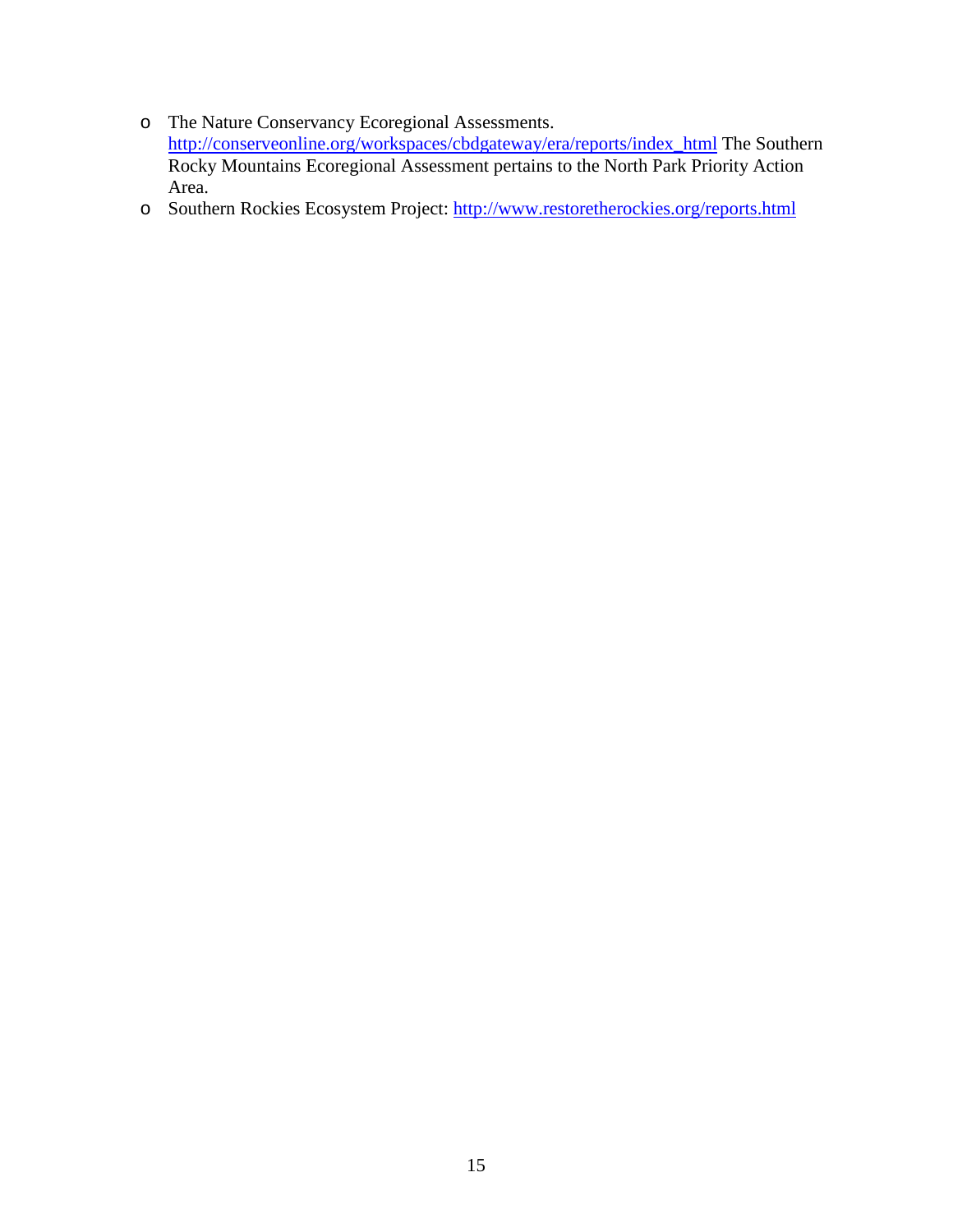- The Nature Conservancy Ecoregional Assessments. http://conserveonline.org/workspaces/cbdgateway/era/reports/index_html The Southern Rocky Mountains Ecoregional Assessment pertains to the North Park Priority Action Area.
- Southern Rockies Ecosystem Project: http://www.restoretherockies.org/reports.html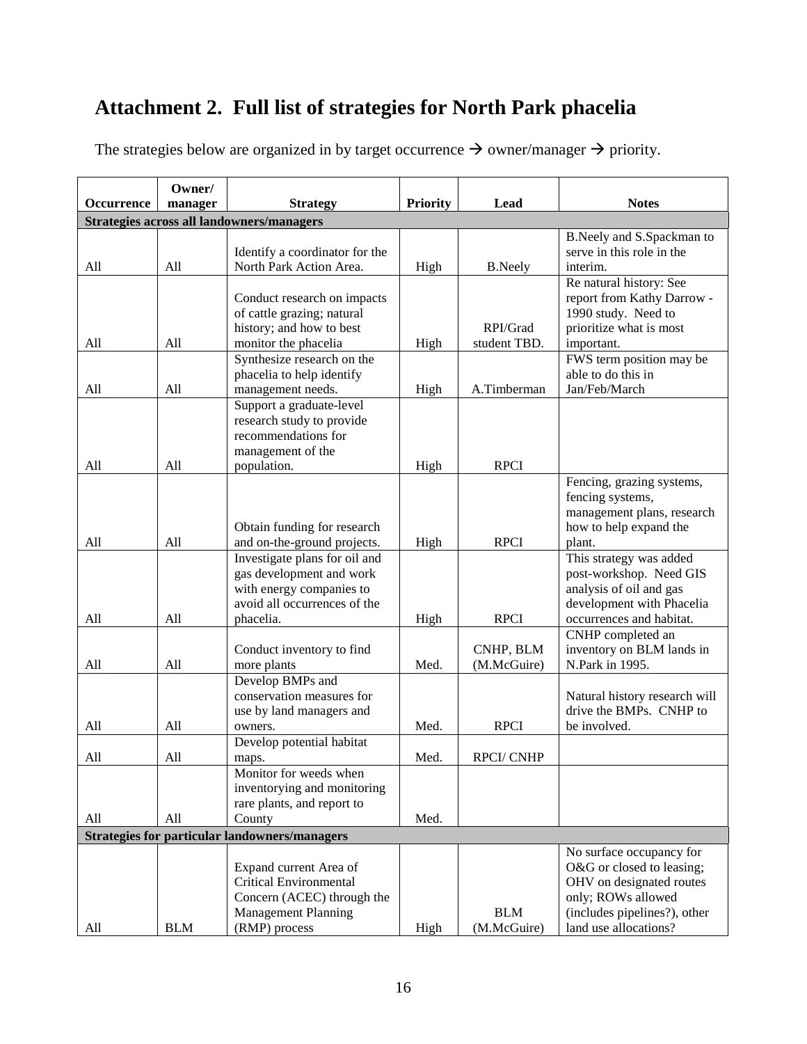# Attachment 2. Full list of strategies for North Park phacelia

The strategies below are organized in by target occurrence → owner/manager → priority.

| Occurrence | Owner/ manager | Strategy | Priority | Lead | Notes |
|---|---|---|---|---|---|
| **Strategies across all landowners/managers** | | | | | |
| All | All | Identify a coordinator for the North Park Action Area. | High | B.Neely | B.Neely and S.Spackman to serve in this role in the interim. |
| All | All | Conduct research on impacts of cattle grazing; natural history; and how to best monitor the phacelia | High | RPI/Grad student TBD. | Re natural history: See report from Kathy Darrow - 1990 study. Need to prioritize what is most important. |
| All | All | Synthesize research on the phacelia to help identify management needs. | High | A.Timberman | FWS term position may be able to do this in Jan/Feb/March |
| All | All | Support a graduate-level research study to provide recommendations for management of the population. | High | RPCI | |
| All | All | Obtain funding for research and on-the-ground projects. | High | RPCI | Fencing, grazing systems, fencing systems, management plans, research how to help expand the plant. |
| All | All | Investigate plans for oil and gas development and work with energy companies to avoid all occurrences of the phacelia. | High | RPCI | This strategy was added post-workshop. Need GIS analysis of oil and gas development with Phacelia occurrences and habitat. |
| All | All | Conduct inventory to find more plants | Med. | CNHP, BLM (M.McGuire) | CNHP completed an inventory on BLM lands in N.Park in 1995. |
| All | All | Develop BMPs and conservation measures for use by land managers and owners. | Med. | RPCI | Natural history research will drive the BMPs. CNHP to be involved. |
| All | All | Develop potential habitat maps. | Med. | RPCI/ CNHP | |
| All | All | Monitor for weeds when inventorying and monitoring rare plants, and report to County | Med. | | |
| **Strategies for particular landowners/managers** | | | | | |
| All | BLM | Expand current Area of Critical Environmental Concern (ACEC) through the Management Planning (RMP) process | High | BLM (M.McGuire) | No surface occupancy for O&G or closed to leasing; OHV on designated routes only; ROWs allowed (includes pipelines?), other land use allocations? |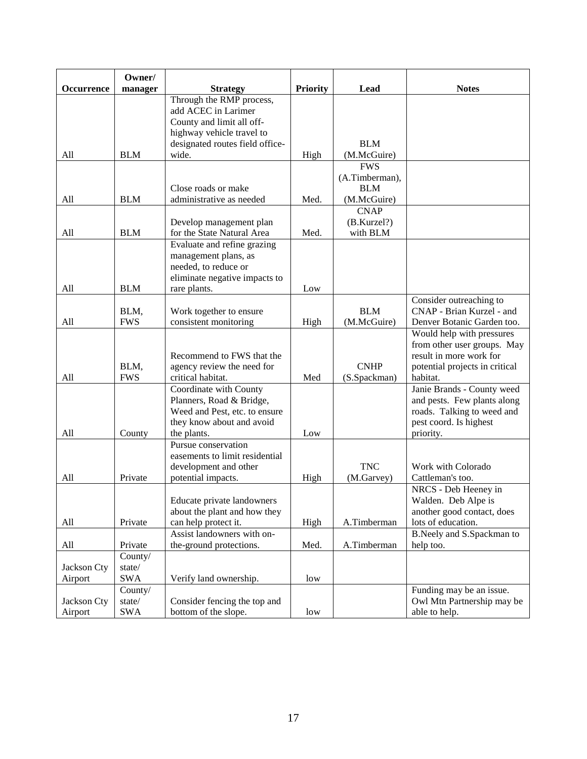| Occurrence | Owner/ manager | Strategy | Priority | Lead | Notes |
|---|---|---|---|---|---|
| All | BLM | Through the RMP process, add ACEC in Larimer County and limit all off-highway vehicle travel to designated routes field office-wide. | High | BLM (M.McGuire) | |
| All | BLM | Close roads or make administrative as needed | Med. | FWS (A.Timberman), BLM (M.McGuire) | |
| All | BLM | Develop management plan for the State Natural Area | Med. | CNAP (B.Kurzel?) with BLM | |
| All | BLM | Evaluate and refine grazing management plans, as needed, to reduce or eliminate negative impacts to rare plants. | Low | | |
| All | BLM, FWS | Work together to ensure consistent monitoring | High | BLM (M.McGuire) | Consider outreaching to CNAP - Brian Kurzel - and Denver Botanic Garden too. |
| All | BLM, FWS | Recommend to FWS that the agency review the need for critical habitat. | Med | CNHP (S.Spackman) | Would help with pressures from other user groups. May result in more work for potential projects in critical habitat. |
| All | County | Coordinate with County Planners, Road & Bridge, Weed and Pest, etc. to ensure they know about and avoid the plants. | Low | | Janie Brands - County weed and pests. Few plants along roads. Talking to weed and pest coord. Is highest priority. |
| All | Private | Pursue conservation easements to limit residential development and other potential impacts. | High | TNC (M.Garvey) | Work with Colorado Cattleman's too. |
| All | Private | Educate private landowners about the plant and how they can help protect it. | High | A.Timberman | NRCS - Deb Heeney in Walden. Deb Alpe is another good contact, does lots of education. |
| All | Private | Assist landowners with on-the-ground protections. | Med. | A.Timberman | B.Neely and S.Spackman to help too. |
| Jackson Cty Airport | County/ state/ SWA | Verify land ownership. | low | | |
| Jackson Cty Airport | County/ state/ SWA | Consider fencing the top and bottom of the slope. | low | | Funding may be an issue. Owl Mtn Partnership may be able to help. |